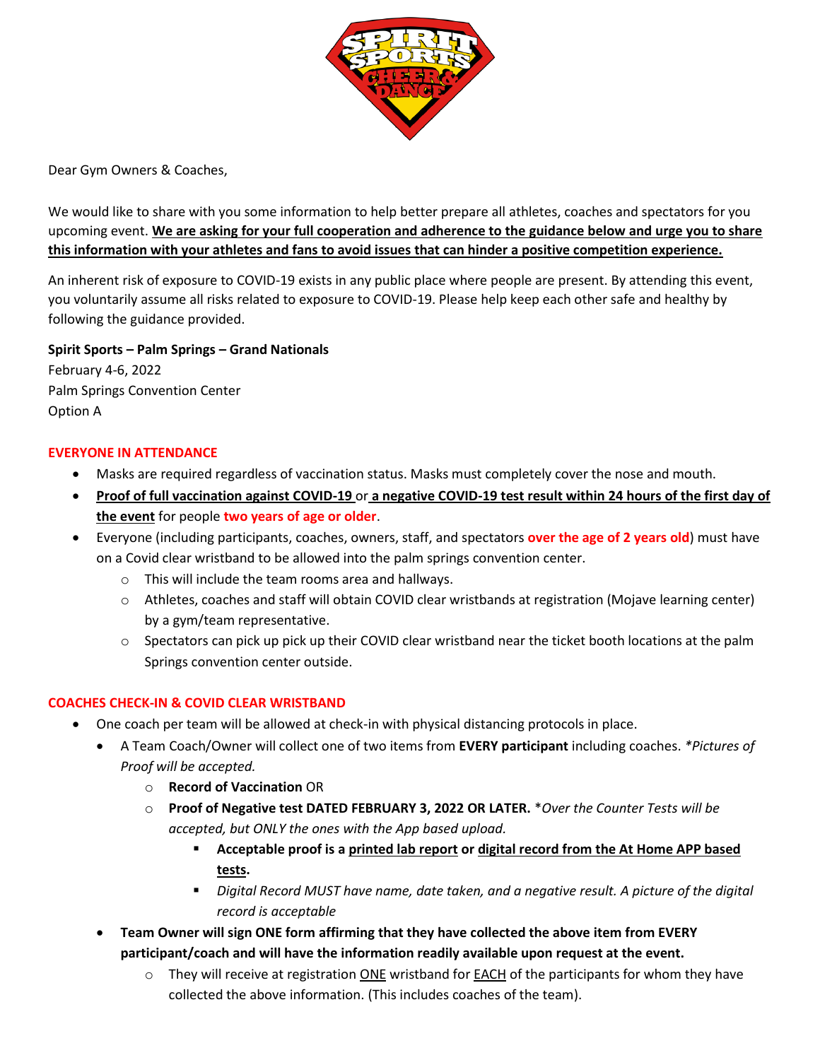Dear Gym Owners & Coaches,

We would like to share with you some information to help better prepare all athletes, coaches and spectators for you upcoming event. **We are asking for your full cooperation and adherence to the guidance below and urge you to share this information with your athletes and fans to avoid issues that can hinder a positive competition experience.**

An inherent risk of exposure to COVID-19 exists in any public place where people are present. By attending this event, you voluntarily assume all risks related to exposure to COVID-19. Please help keep each other safe and healthy by following the guidance provided.

**Spirit Sports – Palm Springs – Grand Nationals**
February 4-6, 2022
Palm Springs Convention Center
Option A

## EVERYONE IN ATTENDANCE

- Masks are required regardless of vaccination status. Masks must completely cover the nose and mouth.
- **Proof of full vaccination against COVID-19** or **a negative COVID-19 test result within 24 hours of the first day of the event** for people **two years of age or older**.
- Everyone (including participants, coaches, owners, staff, and spectators **over the age of 2 years old**) must have on a Covid clear wristband to be allowed into the palm springs convention center.
  - This will include the team rooms area and hallways.
  - Athletes, coaches and staff will obtain COVID clear wristbands at registration (Mojave learning center) by a gym/team representative.
  - Spectators can pick up pick up their COVID clear wristband near the ticket booth locations at the palm Springs convention center outside.

## COACHES CHECK-IN & COVID CLEAR WRISTBAND

- One coach per team will be allowed at check-in with physical distancing protocols in place.
  - A Team Coach/Owner will collect one of two items from **EVERY participant** including coaches. *\*Pictures of Proof will be accepted.*
    - **Record of Vaccination** OR
    - **Proof of Negative test DATED FEBRUARY 3, 2022 OR LATER.** \**Over the Counter Tests will be accepted, but ONLY the ones with the App based upload.*
      - **Acceptable proof is a printed lab report or digital record from the At Home APP based tests.**
      - *Digital Record MUST have name, date taken, and a negative result. A picture of the digital record is acceptable*
  - **Team Owner will sign ONE form affirming that they have collected the above item from EVERY participant/coach and will have the information readily available upon request at the event.**
    - They will receive at registration ONE wristband for EACH of the participants for whom they have collected the above information. (This includes coaches of the team).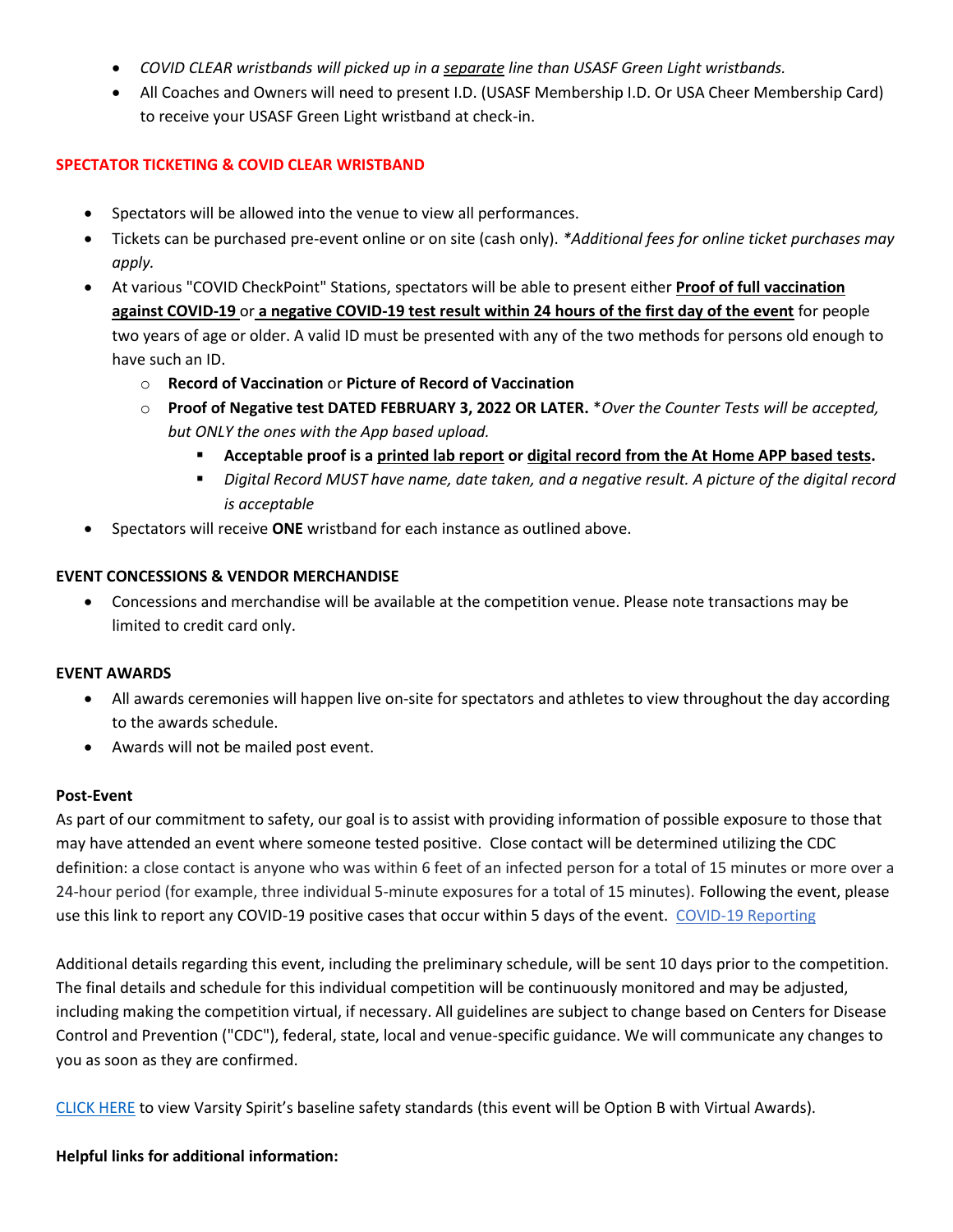- *COVID CLEAR wristbands will picked up in a separate line than USASF Green Light wristbands.*
- All Coaches and Owners will need to present I.D. (USASF Membership I.D. Or USA Cheer Membership Card) to receive your USASF Green Light wristband at check-in.

**SPECTATOR TICKETING & COVID CLEAR WRISTBAND**

- Spectators will be allowed into the venue to view all performances.
- Tickets can be purchased pre-event online or on site (cash only). *\*Additional fees for online ticket purchases may apply.*
- At various "COVID CheckPoint" Stations, spectators will be able to present either **Proof of full vaccination against COVID-19** or **a negative COVID-19 test result within 24 hours of the first day of the event** for people two years of age or older. A valid ID must be presented with any of the two methods for persons old enough to have such an ID.
  - **Record of Vaccination** or **Picture of Record of Vaccination**
  - **Proof of Negative test DATED FEBRUARY 3, 2022 OR LATER.** \**Over the Counter Tests will be accepted, but ONLY the ones with the App based upload.*
    - **Acceptable proof is a printed lab report or digital record from the At Home APP based tests.**
    - *Digital Record MUST have name, date taken, and a negative result. A picture of the digital record is acceptable*
- Spectators will receive **ONE** wristband for each instance as outlined above.

**EVENT CONCESSIONS & VENDOR MERCHANDISE**

- Concessions and merchandise will be available at the competition venue. Please note transactions may be limited to credit card only.

**EVENT AWARDS**

- All awards ceremonies will happen live on-site for spectators and athletes to view throughout the day according to the awards schedule.
- Awards will not be mailed post event.

**Post-Event**

As part of our commitment to safety, our goal is to assist with providing information of possible exposure to those that may have attended an event where someone tested positive. Close contact will be determined utilizing the CDC definition: a close contact is anyone who was within 6 feet of an infected person for a total of 15 minutes or more over a 24-hour period (for example, three individual 5-minute exposures for a total of 15 minutes). Following the event, please use this link to report any COVID-19 positive cases that occur within 5 days of the event. COVID-19 Reporting

Additional details regarding this event, including the preliminary schedule, will be sent 10 days prior to the competition. The final details and schedule for this individual competition will be continuously monitored and may be adjusted, including making the competition virtual, if necessary. All guidelines are subject to change based on Centers for Disease Control and Prevention ("CDC"), federal, state, local and venue-specific guidance. We will communicate any changes to you as soon as they are confirmed.

CLICK HERE to view Varsity Spirit's baseline safety standards (this event will be Option B with Virtual Awards).

**Helpful links for additional information:**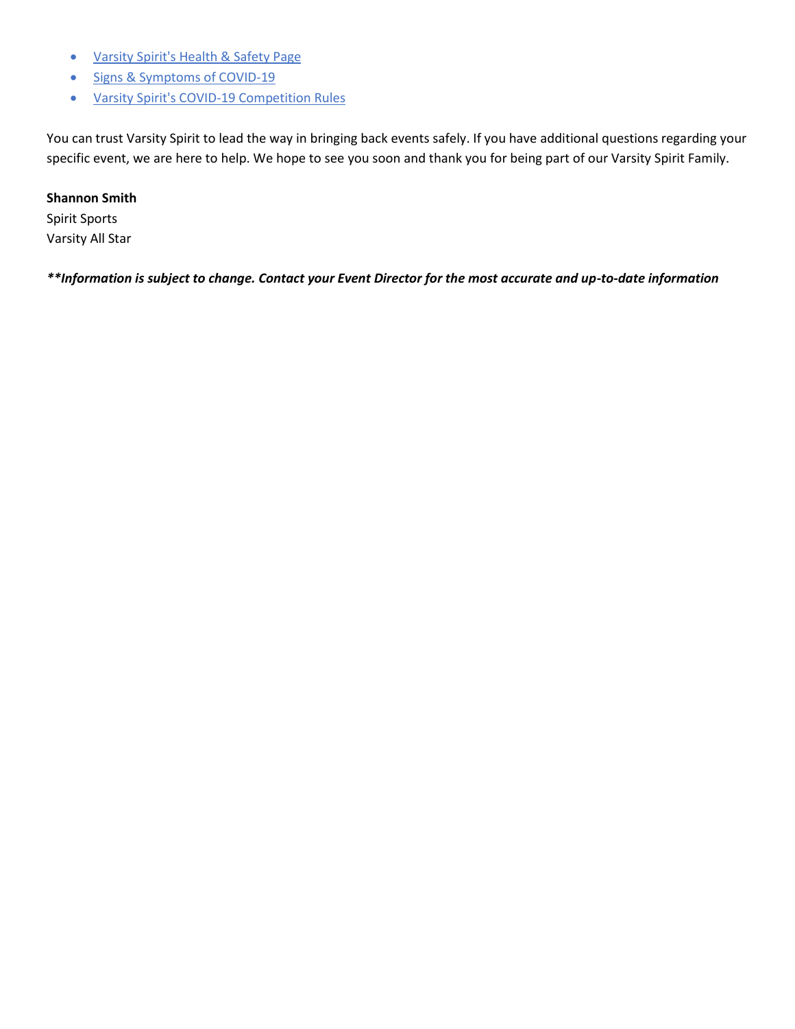- [Varsity Spirit's Health & Safety Page]
- [Signs & Symptoms of COVID-19]
- [Varsity Spirit's COVID-19 Competition Rules]

You can trust Varsity Spirit to lead the way in bringing back events safely. If you have additional questions regarding your specific event, we are here to help. We hope to see you soon and thank you for being part of our Varsity Spirit Family.

**Shannon Smith**
Spirit Sports
Varsity All Star

***\*\*Information is subject to change. Contact your Event Director for the most accurate and up-to-date information***